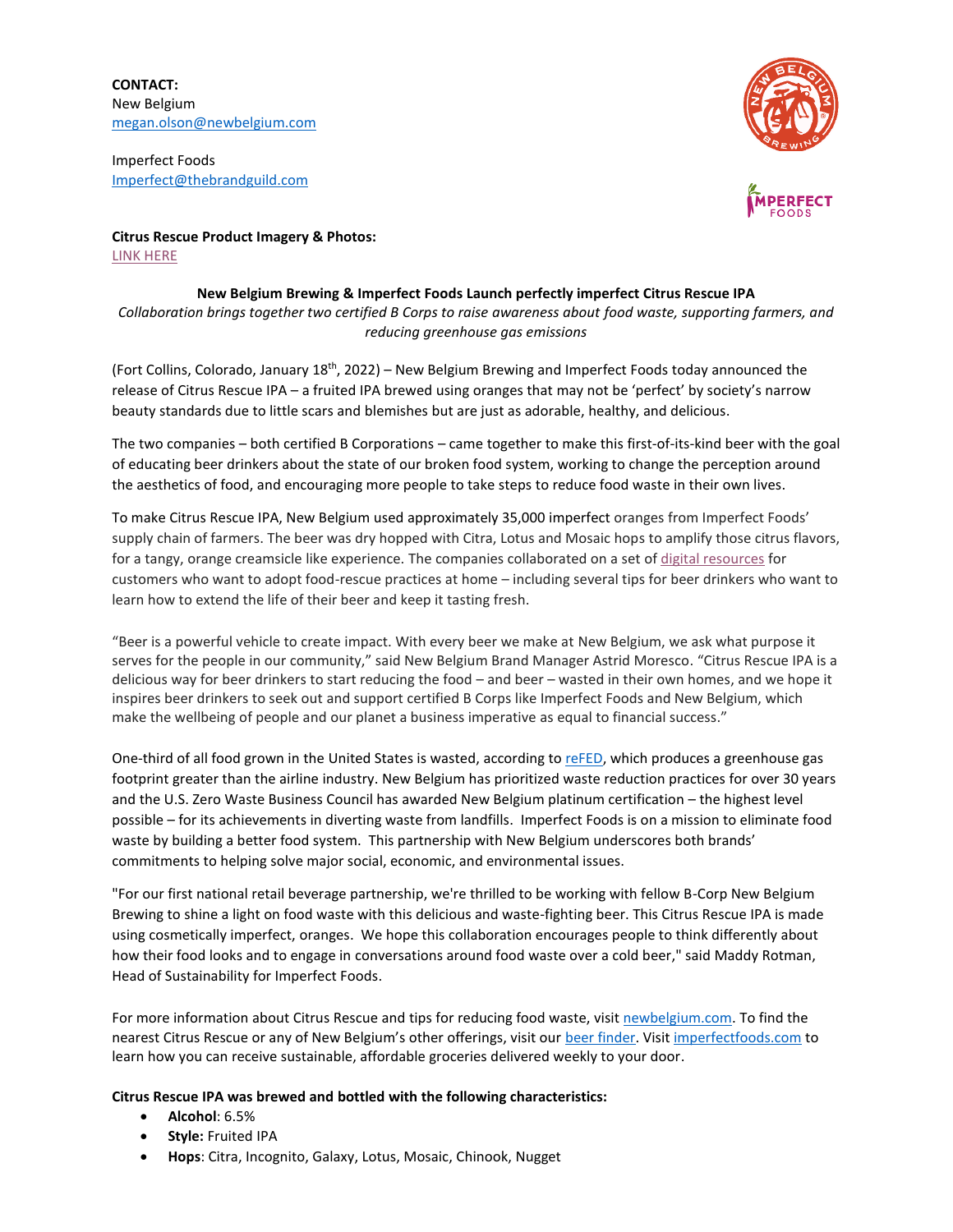**CONTACT:**
New Belgium
megan.olson@newbelgium.com

Imperfect Foods
Imperfect@thebrandguild.com

**Citrus Rescue Product Imagery & Photos:**
LINK HERE

**New Belgium Brewing & Imperfect Foods Launch perfectly imperfect Citrus Rescue IPA**

*Collaboration brings together two certified B Corps to raise awareness about food waste, supporting farmers, and reducing greenhouse gas emissions*

(Fort Collins, Colorado, January 18th, 2022) – New Belgium Brewing and Imperfect Foods today announced the release of Citrus Rescue IPA – a fruited IPA brewed using oranges that may not be 'perfect' by society's narrow beauty standards due to little scars and blemishes but are just as adorable, healthy, and delicious.

The two companies – both certified B Corporations – came together to make this first-of-its-kind beer with the goal of educating beer drinkers about the state of our broken food system, working to change the perception around the aesthetics of food, and encouraging more people to take steps to reduce food waste in their own lives.

To make Citrus Rescue IPA, New Belgium used approximately 35,000 imperfect oranges from Imperfect Foods' supply chain of farmers. The beer was dry hopped with Citra, Lotus and Mosaic hops to amplify those citrus flavors, for a tangy, orange creamsicle like experience. The companies collaborated on a set of digital resources for customers who want to adopt food-rescue practices at home – including several tips for beer drinkers who want to learn how to extend the life of their beer and keep it tasting fresh.

"Beer is a powerful vehicle to create impact. With every beer we make at New Belgium, we ask what purpose it serves for the people in our community," said New Belgium Brand Manager Astrid Moresco. "Citrus Rescue IPA is a delicious way for beer drinkers to start reducing the food – and beer – wasted in their own homes, and we hope it inspires beer drinkers to seek out and support certified B Corps like Imperfect Foods and New Belgium, which make the wellbeing of people and our planet a business imperative as equal to financial success."

One-third of all food grown in the United States is wasted, according to reFED, which produces a greenhouse gas footprint greater than the airline industry. New Belgium has prioritized waste reduction practices for over 30 years and the U.S. Zero Waste Business Council has awarded New Belgium platinum certification – the highest level possible – for its achievements in diverting waste from landfills. Imperfect Foods is on a mission to eliminate food waste by building a better food system. This partnership with New Belgium underscores both brands' commitments to helping solve major social, economic, and environmental issues.

"For our first national retail beverage partnership, we're thrilled to be working with fellow B-Corp New Belgium Brewing to shine a light on food waste with this delicious and waste-fighting beer. This Citrus Rescue IPA is made using cosmetically imperfect, oranges. We hope this collaboration encourages people to think differently about how their food looks and to engage in conversations around food waste over a cold beer," said Maddy Rotman, Head of Sustainability for Imperfect Foods.

For more information about Citrus Rescue and tips for reducing food waste, visit newbelgium.com. To find the nearest Citrus Rescue or any of New Belgium's other offerings, visit our beer finder. Visit imperfectfoods.com to learn how you can receive sustainable, affordable groceries delivered weekly to your door.

**Citrus Rescue IPA was brewed and bottled with the following characteristics:**

- **Alcohol**: 6.5%
- **Style:** Fruited IPA
- **Hops**: Citra, Incognito, Galaxy, Lotus, Mosaic, Chinook, Nugget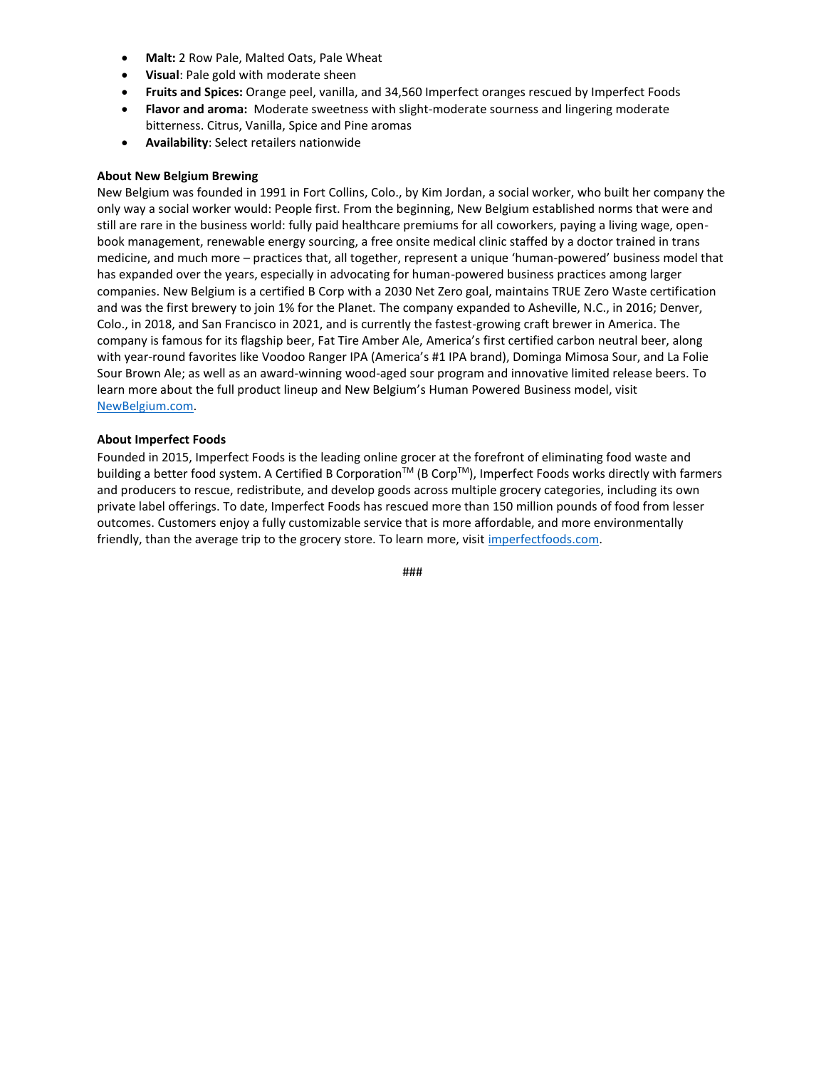- **Malt:** 2 Row Pale, Malted Oats, Pale Wheat
- **Visual**: Pale gold with moderate sheen
- **Fruits and Spices:** Orange peel, vanilla, and 34,560 Imperfect oranges rescued by Imperfect Foods
- **Flavor and aroma:** Moderate sweetness with slight-moderate sourness and lingering moderate bitterness. Citrus, Vanilla, Spice and Pine aromas
- **Availability**: Select retailers nationwide

**About New Belgium Brewing**
New Belgium was founded in 1991 in Fort Collins, Colo., by Kim Jordan, a social worker, who built her company the only way a social worker would: People first. From the beginning, New Belgium established norms that were and still are rare in the business world: fully paid healthcare premiums for all coworkers, paying a living wage, open-book management, renewable energy sourcing, a free onsite medical clinic staffed by a doctor trained in trans medicine, and much more – practices that, all together, represent a unique 'human-powered' business model that has expanded over the years, especially in advocating for human-powered business practices among larger companies. New Belgium is a certified B Corp with a 2030 Net Zero goal, maintains TRUE Zero Waste certification and was the first brewery to join 1% for the Planet. The company expanded to Asheville, N.C., in 2016; Denver, Colo., in 2018, and San Francisco in 2021, and is currently the fastest-growing craft brewer in America. The company is famous for its flagship beer, Fat Tire Amber Ale, America's first certified carbon neutral beer, along with year-round favorites like Voodoo Ranger IPA (America's #1 IPA brand), Dominga Mimosa Sour, and La Folie Sour Brown Ale; as well as an award-winning wood-aged sour program and innovative limited release beers. To learn more about the full product lineup and New Belgium's Human Powered Business model, visit NewBelgium.com.

**About Imperfect Foods**
Founded in 2015, Imperfect Foods is the leading online grocer at the forefront of eliminating food waste and building a better food system. A Certified B Corporation™ (B Corp™), Imperfect Foods works directly with farmers and producers to rescue, redistribute, and develop goods across multiple grocery categories, including its own private label offerings. To date, Imperfect Foods has rescued more than 150 million pounds of food from lesser outcomes. Customers enjoy a fully customizable service that is more affordable, and more environmentally friendly, than the average trip to the grocery store. To learn more, visit imperfectfoods.com.

###